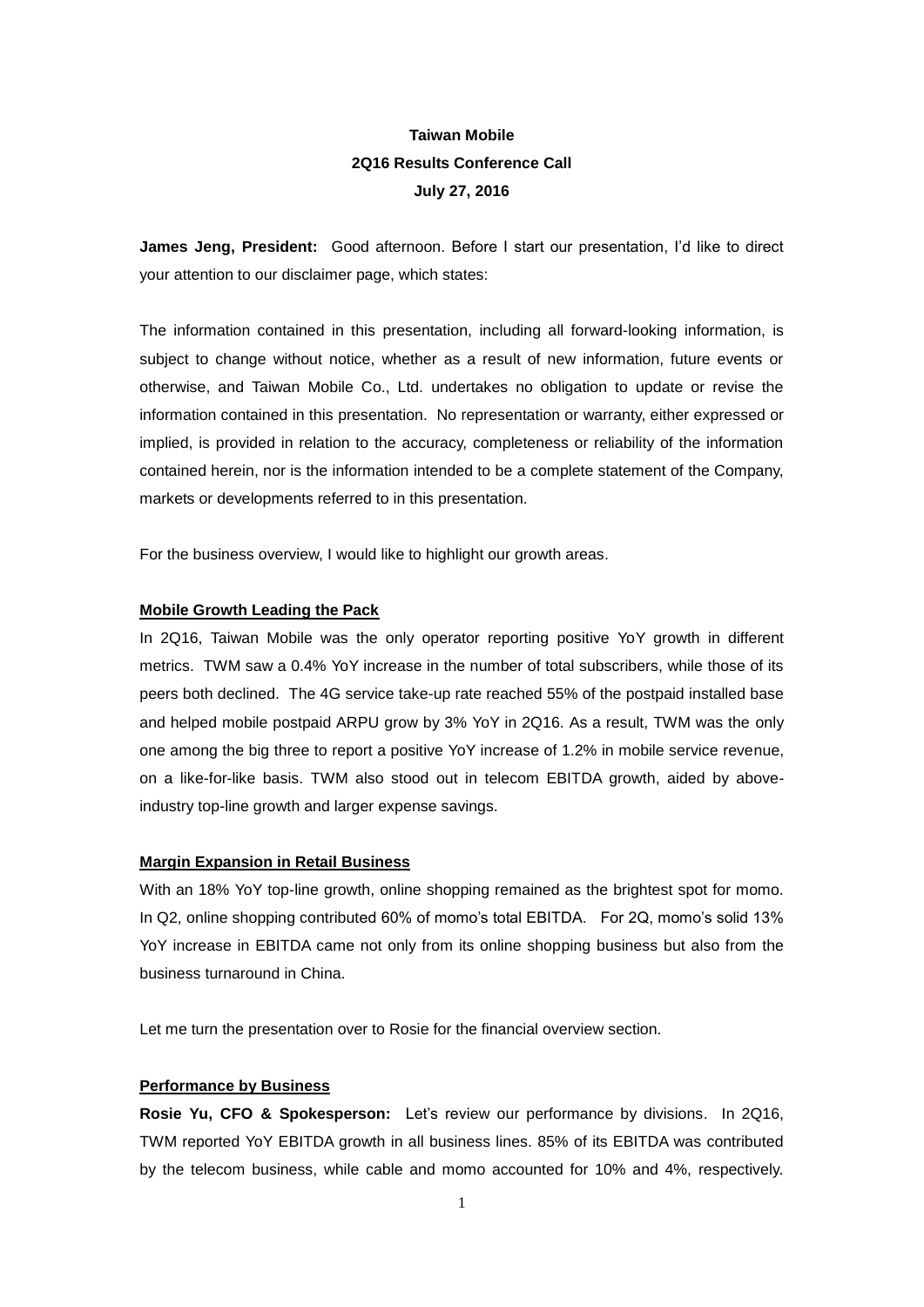**Taiwan Mobile**

**2Q16 Results Conference Call**

**July 27, 2016**

**James Jeng, President:** Good afternoon. Before I start our presentation, I'd like to direct your attention to our disclaimer page, which states:

The information contained in this presentation, including all forward-looking information, is subject to change without notice, whether as a result of new information, future events or otherwise, and Taiwan Mobile Co., Ltd. undertakes no obligation to update or revise the information contained in this presentation. No representation or warranty, either expressed or implied, is provided in relation to the accuracy, completeness or reliability of the information contained herein, nor is the information intended to be a complete statement of the Company, markets or developments referred to in this presentation.

For the business overview, I would like to highlight our growth areas.

**Mobile Growth Leading the Pack**

In 2Q16, Taiwan Mobile was the only operator reporting positive YoY growth in different metrics. TWM saw a 0.4% YoY increase in the number of total subscribers, while those of its peers both declined. The 4G service take-up rate reached 55% of the postpaid installed base and helped mobile postpaid ARPU grow by 3% YoY in 2Q16. As a result, TWM was the only one among the big three to report a positive YoY increase of 1.2% in mobile service revenue, on a like-for-like basis. TWM also stood out in telecom EBITDA growth, aided by above-industry top-line growth and larger expense savings.

**Margin Expansion in Retail Business**

With an 18% YoY top-line growth, online shopping remained as the brightest spot for momo. In Q2, online shopping contributed 60% of momo's total EBITDA. For 2Q, momo's solid 13% YoY increase in EBITDA came not only from its online shopping business but also from the business turnaround in China.

Let me turn the presentation over to Rosie for the financial overview section.

**Performance by Business**

**Rosie Yu, CFO & Spokesperson:** Let's review our performance by divisions. In 2Q16, TWM reported YoY EBITDA growth in all business lines. 85% of its EBITDA was contributed by the telecom business, while cable and momo accounted for 10% and 4%, respectively.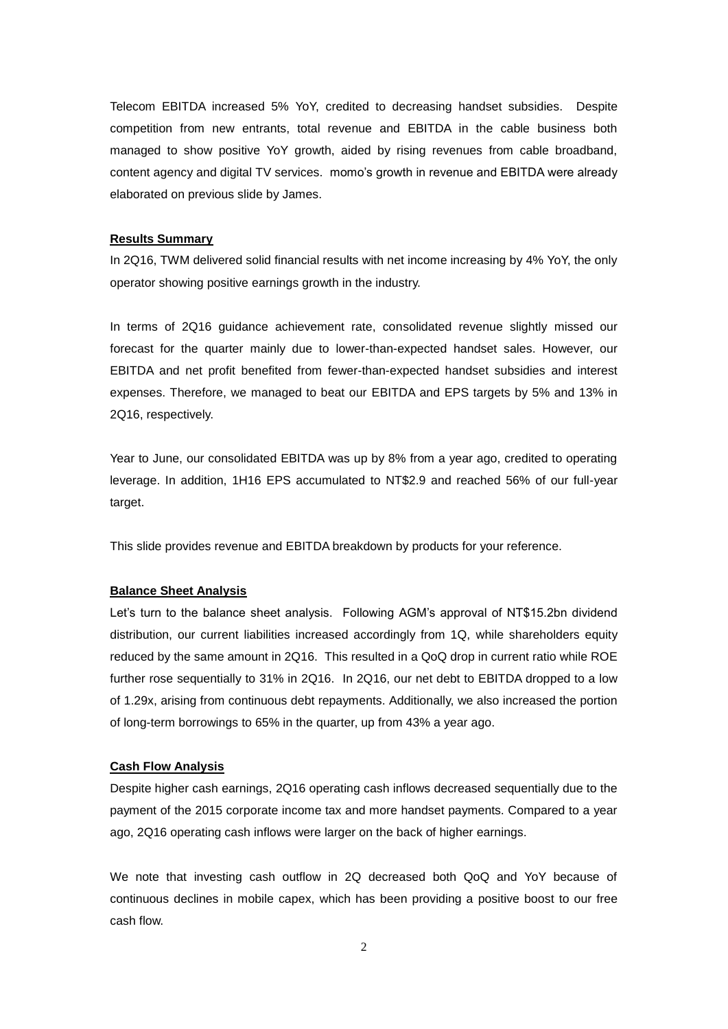Telecom EBITDA increased 5% YoY, credited to decreasing handset subsidies. Despite competition from new entrants, total revenue and EBITDA in the cable business both managed to show positive YoY growth, aided by rising revenues from cable broadband, content agency and digital TV services. momo's growth in revenue and EBITDA were already elaborated on previous slide by James.

## Results Summary

In 2Q16, TWM delivered solid financial results with net income increasing by 4% YoY, the only operator showing positive earnings growth in the industry.

In terms of 2Q16 guidance achievement rate, consolidated revenue slightly missed our forecast for the quarter mainly due to lower-than-expected handset sales. However, our EBITDA and net profit benefited from fewer-than-expected handset subsidies and interest expenses. Therefore, we managed to beat our EBITDA and EPS targets by 5% and 13% in 2Q16, respectively.

Year to June, our consolidated EBITDA was up by 8% from a year ago, credited to operating leverage. In addition, 1H16 EPS accumulated to NT$2.9 and reached 56% of our full-year target.

This slide provides revenue and EBITDA breakdown by products for your reference.

## Balance Sheet Analysis

Let's turn to the balance sheet analysis. Following AGM's approval of NT$15.2bn dividend distribution, our current liabilities increased accordingly from 1Q, while shareholders equity reduced by the same amount in 2Q16. This resulted in a QoQ drop in current ratio while ROE further rose sequentially to 31% in 2Q16. In 2Q16, our net debt to EBITDA dropped to a low of 1.29x, arising from continuous debt repayments. Additionally, we also increased the portion of long-term borrowings to 65% in the quarter, up from 43% a year ago.

## Cash Flow Analysis

Despite higher cash earnings, 2Q16 operating cash inflows decreased sequentially due to the payment of the 2015 corporate income tax and more handset payments. Compared to a year ago, 2Q16 operating cash inflows were larger on the back of higher earnings.

We note that investing cash outflow in 2Q decreased both QoQ and YoY because of continuous declines in mobile capex, which has been providing a positive boost to our free cash flow.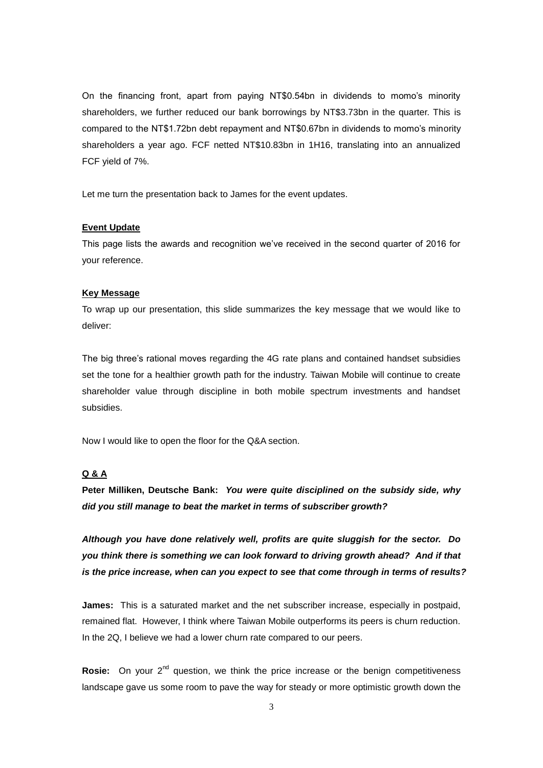On the financing front, apart from paying NT$0.54bn in dividends to momo's minority shareholders, we further reduced our bank borrowings by NT$3.73bn in the quarter. This is compared to the NT$1.72bn debt repayment and NT$0.67bn in dividends to momo's minority shareholders a year ago. FCF netted NT$10.83bn in 1H16, translating into an annualized FCF yield of 7%.

Let me turn the presentation back to James for the event updates.

**Event Update**

This page lists the awards and recognition we've received in the second quarter of 2016 for your reference.

**Key Message**

To wrap up our presentation, this slide summarizes the key message that we would like to deliver:

The big three's rational moves regarding the 4G rate plans and contained handset subsidies set the tone for a healthier growth path for the industry. Taiwan Mobile will continue to create shareholder value through discipline in both mobile spectrum investments and handset subsidies.

Now I would like to open the floor for the Q&A section.

**Q & A**

**Peter Milliken, Deutsche Bank:** ***You were quite disciplined on the subsidy side, why did you still manage to beat the market in terms of subscriber growth?***

***Although you have done relatively well, profits are quite sluggish for the sector. Do you think there is something we can look forward to driving growth ahead? And if that is the price increase, when can you expect to see that come through in terms of results?***

**James:** This is a saturated market and the net subscriber increase, especially in postpaid, remained flat. However, I think where Taiwan Mobile outperforms its peers is churn reduction. In the 2Q, I believe we had a lower churn rate compared to our peers.

**Rosie:** On your 2nd question, we think the price increase or the benign competitiveness landscape gave us some room to pave the way for steady or more optimistic growth down the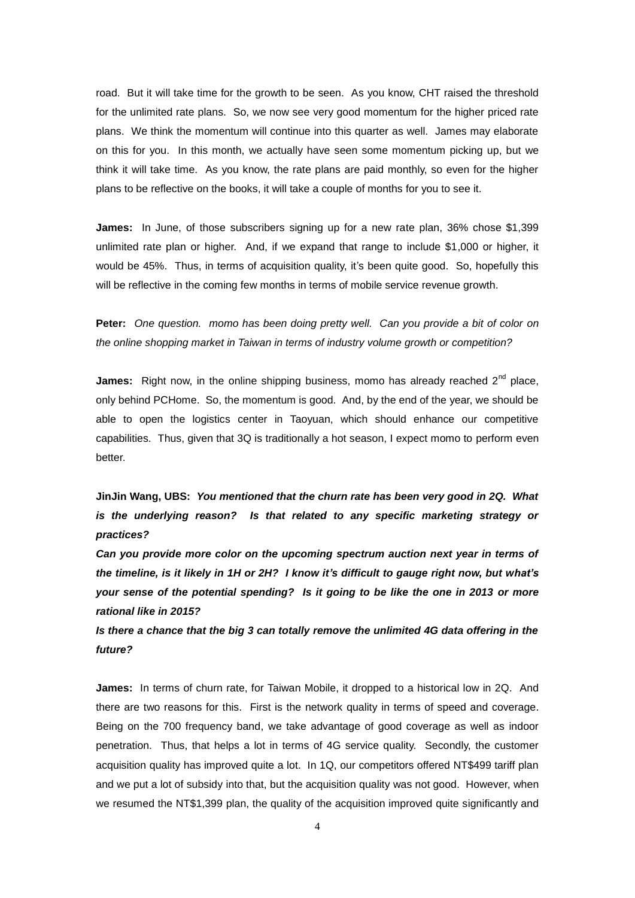road. But it will take time for the growth to be seen. As you know, CHT raised the threshold for the unlimited rate plans. So, we now see very good momentum for the higher priced rate plans. We think the momentum will continue into this quarter as well. James may elaborate on this for you. In this month, we actually have seen some momentum picking up, but we think it will take time. As you know, the rate plans are paid monthly, so even for the higher plans to be reflective on the books, it will take a couple of months for you to see it.

**James:** In June, of those subscribers signing up for a new rate plan, 36% chose $1,399 unlimited rate plan or higher. And, if we expand that range to include $1,000 or higher, it would be 45%. Thus, in terms of acquisition quality, it's been quite good. So, hopefully this will be reflective in the coming few months in terms of mobile service revenue growth.

**Peter:** *One question. momo has been doing pretty well. Can you provide a bit of color on the online shopping market in Taiwan in terms of industry volume growth or competition?*

**James:** Right now, in the online shipping business, momo has already reached 2nd place, only behind PCHome. So, the momentum is good. And, by the end of the year, we should be able to open the logistics center in Taoyuan, which should enhance our competitive capabilities. Thus, given that 3Q is traditionally a hot season, I expect momo to perform even better.

**JinJin Wang, UBS:** ***You mentioned that the churn rate has been very good in 2Q. What is the underlying reason? Is that related to any specific marketing strategy or practices?***

***Can you provide more color on the upcoming spectrum auction next year in terms of the timeline, is it likely in 1H or 2H? I know it's difficult to gauge right now, but what's your sense of the potential spending? Is it going to be like the one in 2013 or more rational like in 2015?***

***Is there a chance that the big 3 can totally remove the unlimited 4G data offering in the future?***

**James:** In terms of churn rate, for Taiwan Mobile, it dropped to a historical low in 2Q. And there are two reasons for this. First is the network quality in terms of speed and coverage. Being on the 700 frequency band, we take advantage of good coverage as well as indoor penetration. Thus, that helps a lot in terms of 4G service quality. Secondly, the customer acquisition quality has improved quite a lot. In 1Q, our competitors offered NT$499 tariff plan and we put a lot of subsidy into that, but the acquisition quality was not good. However, when we resumed the NT$1,399 plan, the quality of the acquisition improved quite significantly and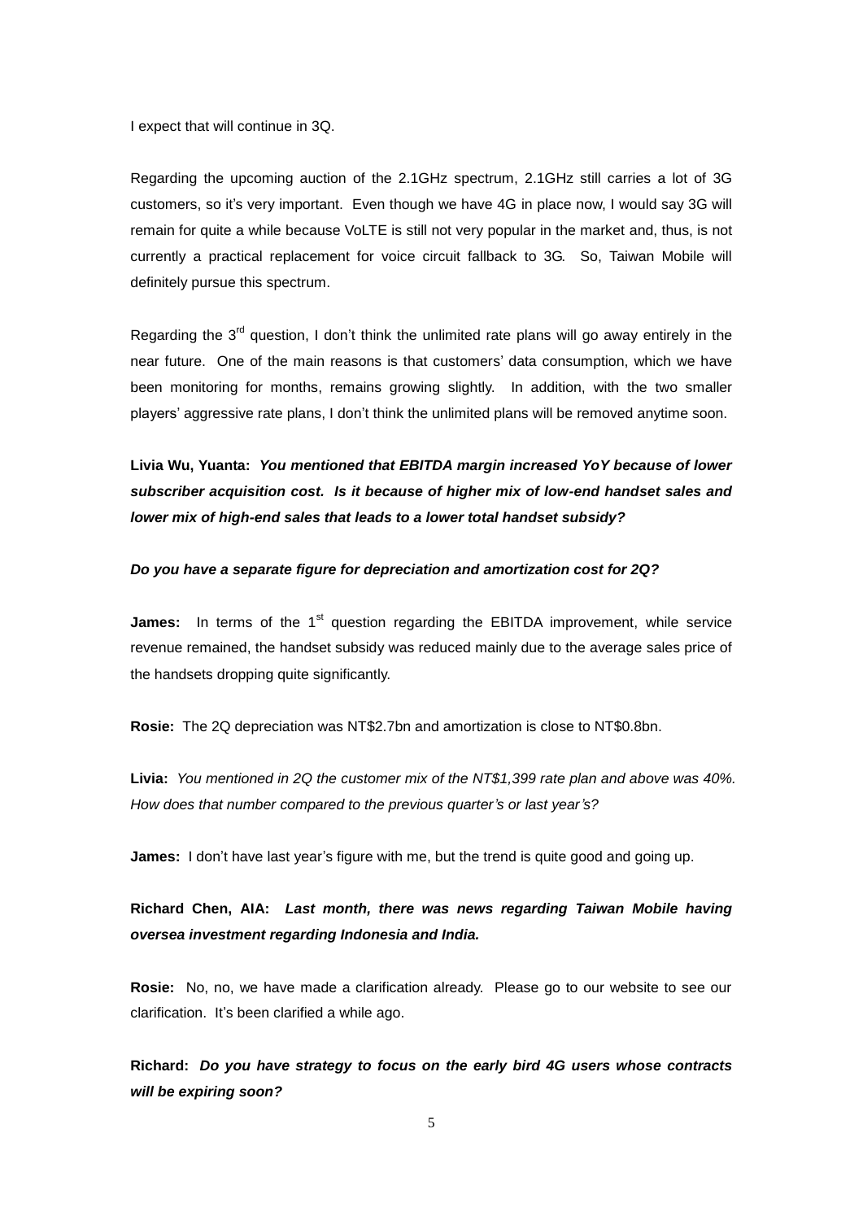I expect that will continue in 3Q.

Regarding the upcoming auction of the 2.1GHz spectrum, 2.1GHz still carries a lot of 3G customers, so it's very important. Even though we have 4G in place now, I would say 3G will remain for quite a while because VoLTE is still not very popular in the market and, thus, is not currently a practical replacement for voice circuit fallback to 3G. So, Taiwan Mobile will definitely pursue this spectrum.

Regarding the 3rd question, I don't think the unlimited rate plans will go away entirely in the near future. One of the main reasons is that customers' data consumption, which we have been monitoring for months, remains growing slightly. In addition, with the two smaller players' aggressive rate plans, I don't think the unlimited plans will be removed anytime soon.

**Livia Wu, Yuanta:** ***You mentioned that EBITDA margin increased YoY because of lower subscriber acquisition cost. Is it because of higher mix of low-end handset sales and lower mix of high-end sales that leads to a lower total handset subsidy?***

***Do you have a separate figure for depreciation and amortization cost for 2Q?***

**James:** In terms of the 1st question regarding the EBITDA improvement, while service revenue remained, the handset subsidy was reduced mainly due to the average sales price of the handsets dropping quite significantly.

**Rosie:** The 2Q depreciation was NT$2.7bn and amortization is close to NT$0.8bn.

**Livia:** *You mentioned in 2Q the customer mix of the NT$1,399 rate plan and above was 40%. How does that number compared to the previous quarter's or last year's?*

**James:** I don't have last year's figure with me, but the trend is quite good and going up.

**Richard Chen, AIA:** ***Last month, there was news regarding Taiwan Mobile having oversea investment regarding Indonesia and India.***

**Rosie:** No, no, we have made a clarification already. Please go to our website to see our clarification. It's been clarified a while ago.

**Richard:** ***Do you have strategy to focus on the early bird 4G users whose contracts will be expiring soon?***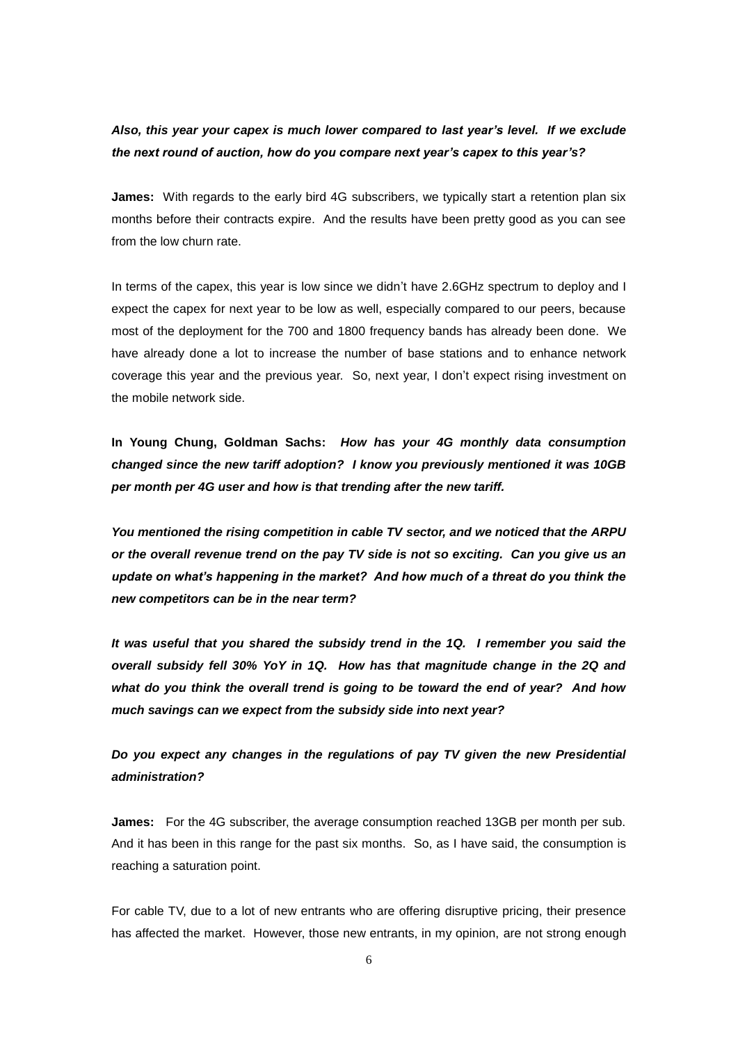***Also, this year your capex is much lower compared to last year's level. If we exclude the next round of auction, how do you compare next year's capex to this year's?***

**James:** With regards to the early bird 4G subscribers, we typically start a retention plan six months before their contracts expire. And the results have been pretty good as you can see from the low churn rate.

In terms of the capex, this year is low since we didn't have 2.6GHz spectrum to deploy and I expect the capex for next year to be low as well, especially compared to our peers, because most of the deployment for the 700 and 1800 frequency bands has already been done. We have already done a lot to increase the number of base stations and to enhance network coverage this year and the previous year. So, next year, I don't expect rising investment on the mobile network side.

**In Young Chung, Goldman Sachs:** ***How has your 4G monthly data consumption changed since the new tariff adoption? I know you previously mentioned it was 10GB per month per 4G user and how is that trending after the new tariff.***

***You mentioned the rising competition in cable TV sector, and we noticed that the ARPU or the overall revenue trend on the pay TV side is not so exciting. Can you give us an update on what's happening in the market? And how much of a threat do you think the new competitors can be in the near term?***

***It was useful that you shared the subsidy trend in the 1Q. I remember you said the overall subsidy fell 30% YoY in 1Q. How has that magnitude change in the 2Q and what do you think the overall trend is going to be toward the end of year? And how much savings can we expect from the subsidy side into next year?***

***Do you expect any changes in the regulations of pay TV given the new Presidential administration?***

**James:** For the 4G subscriber, the average consumption reached 13GB per month per sub. And it has been in this range for the past six months. So, as I have said, the consumption is reaching a saturation point.

For cable TV, due to a lot of new entrants who are offering disruptive pricing, their presence has affected the market. However, those new entrants, in my opinion, are not strong enough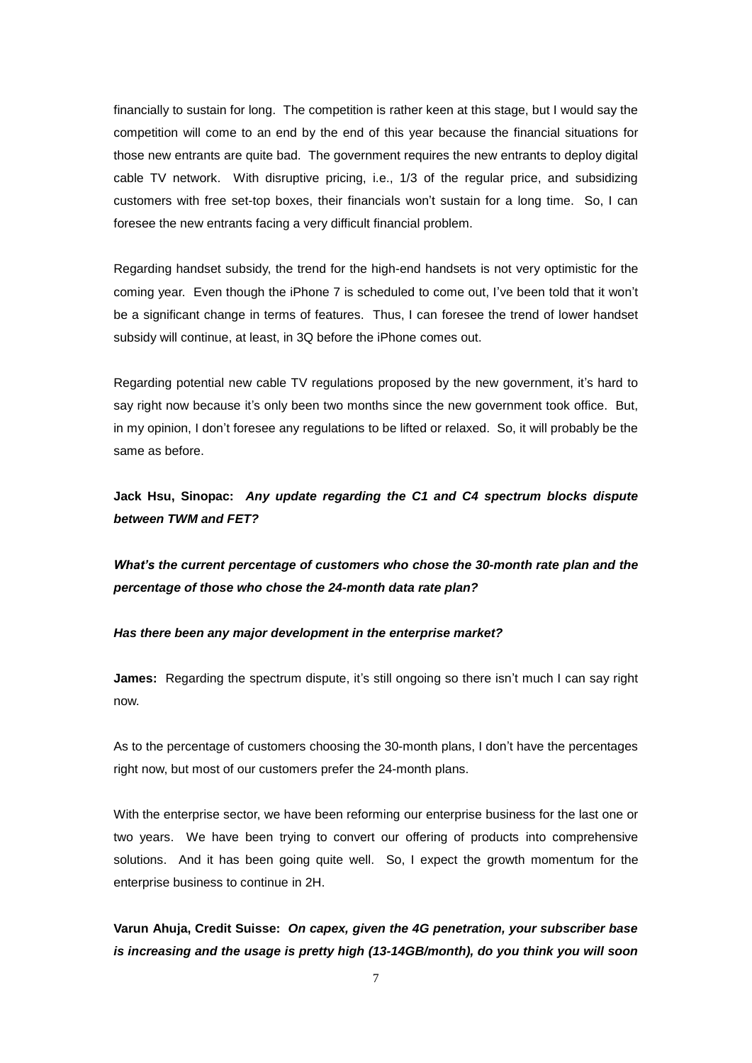financially to sustain for long. The competition is rather keen at this stage, but I would say the competition will come to an end by the end of this year because the financial situations for those new entrants are quite bad. The government requires the new entrants to deploy digital cable TV network. With disruptive pricing, i.e., 1/3 of the regular price, and subsidizing customers with free set-top boxes, their financials won't sustain for a long time. So, I can foresee the new entrants facing a very difficult financial problem.

Regarding handset subsidy, the trend for the high-end handsets is not very optimistic for the coming year. Even though the iPhone 7 is scheduled to come out, I've been told that it won't be a significant change in terms of features. Thus, I can foresee the trend of lower handset subsidy will continue, at least, in 3Q before the iPhone comes out.

Regarding potential new cable TV regulations proposed by the new government, it's hard to say right now because it's only been two months since the new government took office. But, in my opinion, I don't foresee any regulations to be lifted or relaxed. So, it will probably be the same as before.

**Jack Hsu, Sinopac:** ***Any update regarding the C1 and C4 spectrum blocks dispute between TWM and FET?***

***What's the current percentage of customers who chose the 30-month rate plan and the percentage of those who chose the 24-month data rate plan?***

***Has there been any major development in the enterprise market?***

**James:** Regarding the spectrum dispute, it's still ongoing so there isn't much I can say right now.

As to the percentage of customers choosing the 30-month plans, I don't have the percentages right now, but most of our customers prefer the 24-month plans.

With the enterprise sector, we have been reforming our enterprise business for the last one or two years. We have been trying to convert our offering of products into comprehensive solutions. And it has been going quite well. So, I expect the growth momentum for the enterprise business to continue in 2H.

**Varun Ahuja, Credit Suisse:** ***On capex, given the 4G penetration, your subscriber base is increasing and the usage is pretty high (13-14GB/month), do you think you will soon***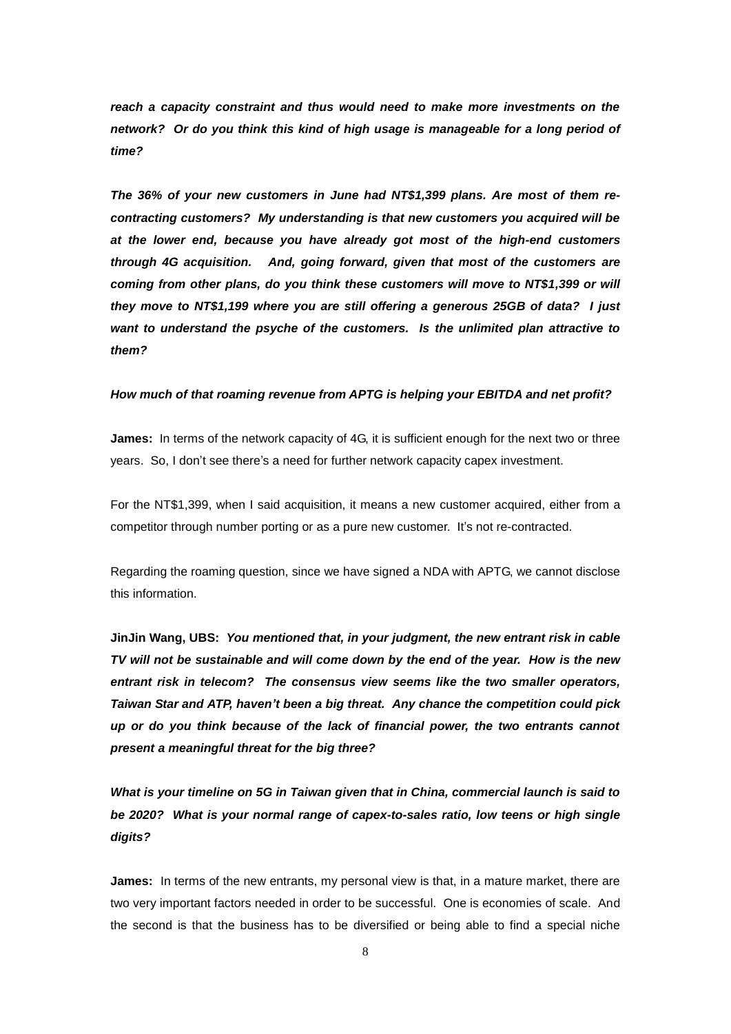***reach a capacity constraint and thus would need to make more investments on the network? Or do you think this kind of high usage is manageable for a long period of time?***

***The 36% of your new customers in June had NT$1,399 plans. Are most of them re-contracting customers? My understanding is that new customers you acquired will be at the lower end, because you have already got most of the high-end customers through 4G acquisition. And, going forward, given that most of the customers are coming from other plans, do you think these customers will move to NT$1,399 or will they move to NT$1,199 where you are still offering a generous 25GB of data? I just want to understand the psyche of the customers. Is the unlimited plan attractive to them?***

***How much of that roaming revenue from APTG is helping your EBITDA and net profit?***

**James:** In terms of the network capacity of 4G, it is sufficient enough for the next two or three years. So, I don't see there's a need for further network capacity capex investment.

For the NT$1,399, when I said acquisition, it means a new customer acquired, either from a competitor through number porting or as a pure new customer. It's not re-contracted.

Regarding the roaming question, since we have signed a NDA with APTG, we cannot disclose this information.

**JinJin Wang, UBS:** ***You mentioned that, in your judgment, the new entrant risk in cable TV will not be sustainable and will come down by the end of the year. How is the new entrant risk in telecom? The consensus view seems like the two smaller operators, Taiwan Star and ATP, haven't been a big threat. Any chance the competition could pick up or do you think because of the lack of financial power, the two entrants cannot present a meaningful threat for the big three?***

***What is your timeline on 5G in Taiwan given that in China, commercial launch is said to be 2020? What is your normal range of capex-to-sales ratio, low teens or high single digits?***

**James:** In terms of the new entrants, my personal view is that, in a mature market, there are two very important factors needed in order to be successful. One is economies of scale. And the second is that the business has to be diversified or being able to find a special niche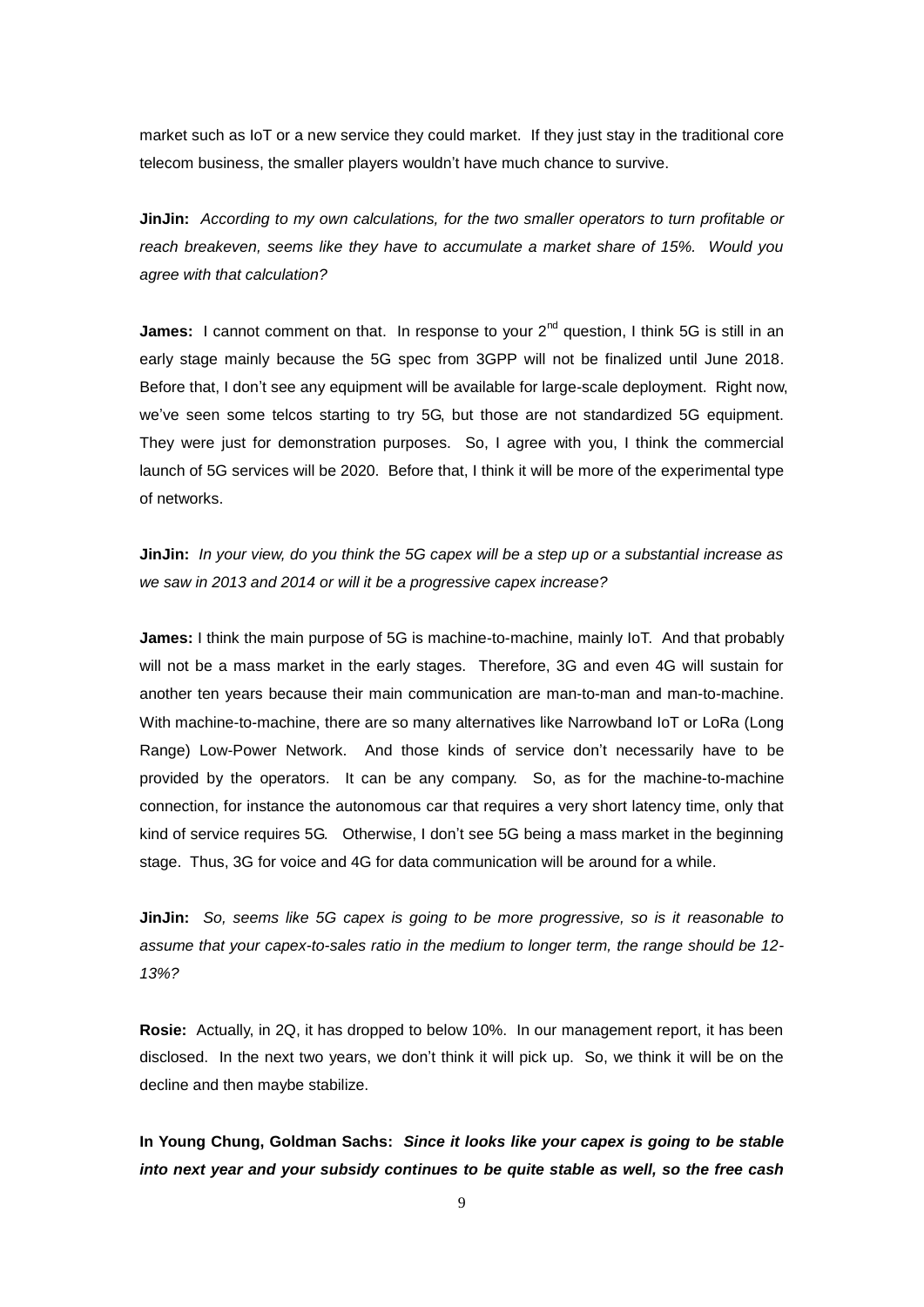market such as IoT or a new service they could market. If they just stay in the traditional core telecom business, the smaller players wouldn't have much chance to survive.

**JinJin:** *According to my own calculations, for the two smaller operators to turn profitable or reach breakeven, seems like they have to accumulate a market share of 15%. Would you agree with that calculation?*

**James:** I cannot comment on that. In response to your 2nd question, I think 5G is still in an early stage mainly because the 5G spec from 3GPP will not be finalized until June 2018. Before that, I don't see any equipment will be available for large-scale deployment. Right now, we've seen some telcos starting to try 5G, but those are not standardized 5G equipment. They were just for demonstration purposes. So, I agree with you, I think the commercial launch of 5G services will be 2020. Before that, I think it will be more of the experimental type of networks.

**JinJin:** *In your view, do you think the 5G capex will be a step up or a substantial increase as we saw in 2013 and 2014 or will it be a progressive capex increase?*

**James:** I think the main purpose of 5G is machine-to-machine, mainly IoT. And that probably will not be a mass market in the early stages. Therefore, 3G and even 4G will sustain for another ten years because their main communication are man-to-man and man-to-machine. With machine-to-machine, there are so many alternatives like Narrowband IoT or LoRa (Long Range) Low-Power Network. And those kinds of service don't necessarily have to be provided by the operators. It can be any company. So, as for the machine-to-machine connection, for instance the autonomous car that requires a very short latency time, only that kind of service requires 5G. Otherwise, I don't see 5G being a mass market in the beginning stage. Thus, 3G for voice and 4G for data communication will be around for a while.

**JinJin:** *So, seems like 5G capex is going to be more progressive, so is it reasonable to assume that your capex-to-sales ratio in the medium to longer term, the range should be 12-13%?*

**Rosie:** Actually, in 2Q, it has dropped to below 10%. In our management report, it has been disclosed. In the next two years, we don't think it will pick up. So, we think it will be on the decline and then maybe stabilize.

**In Young Chung, Goldman Sachs:** ***Since it looks like your capex is going to be stable into next year and your subsidy continues to be quite stable as well, so the free cash***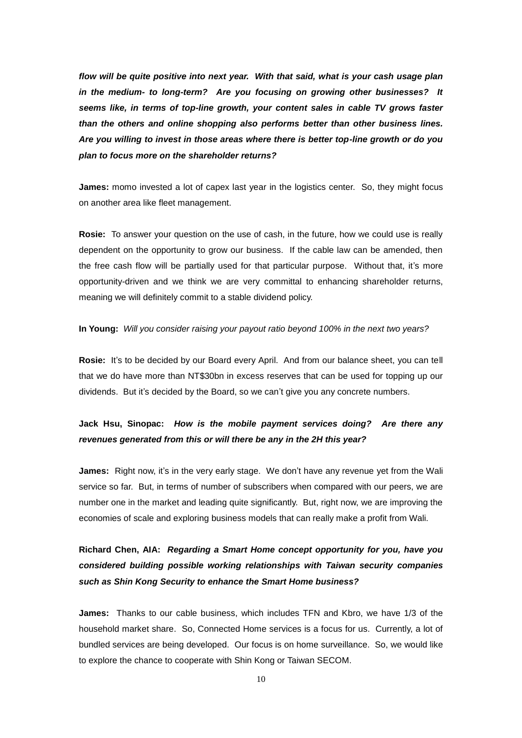***flow will be quite positive into next year. With that said, what is your cash usage plan in the medium- to long-term? Are you focusing on growing other businesses? It seems like, in terms of top-line growth, your content sales in cable TV grows faster than the others and online shopping also performs better than other business lines. Are you willing to invest in those areas where there is better top-line growth or do you plan to focus more on the shareholder returns?***

**James:** momo invested a lot of capex last year in the logistics center. So, they might focus on another area like fleet management.

**Rosie:** To answer your question on the use of cash, in the future, how we could use is really dependent on the opportunity to grow our business. If the cable law can be amended, then the free cash flow will be partially used for that particular purpose. Without that, it's more opportunity-driven and we think we are very committal to enhancing shareholder returns, meaning we will definitely commit to a stable dividend policy.

**In Young:** *Will you consider raising your payout ratio beyond 100% in the next two years?*

**Rosie:** It's to be decided by our Board every April. And from our balance sheet, you can tell that we do have more than NT$30bn in excess reserves that can be used for topping up our dividends. But it's decided by the Board, so we can't give you any concrete numbers.

**Jack Hsu, Sinopac:** ***How is the mobile payment services doing? Are there any revenues generated from this or will there be any in the 2H this year?***

**James:** Right now, it's in the very early stage. We don't have any revenue yet from the Wali service so far. But, in terms of number of subscribers when compared with our peers, we are number one in the market and leading quite significantly. But, right now, we are improving the economies of scale and exploring business models that can really make a profit from Wali.

**Richard Chen, AIA:** ***Regarding a Smart Home concept opportunity for you, have you considered building possible working relationships with Taiwan security companies such as Shin Kong Security to enhance the Smart Home business?***

**James:** Thanks to our cable business, which includes TFN and Kbro, we have 1/3 of the household market share. So, Connected Home services is a focus for us. Currently, a lot of bundled services are being developed. Our focus is on home surveillance. So, we would like to explore the chance to cooperate with Shin Kong or Taiwan SECOM.